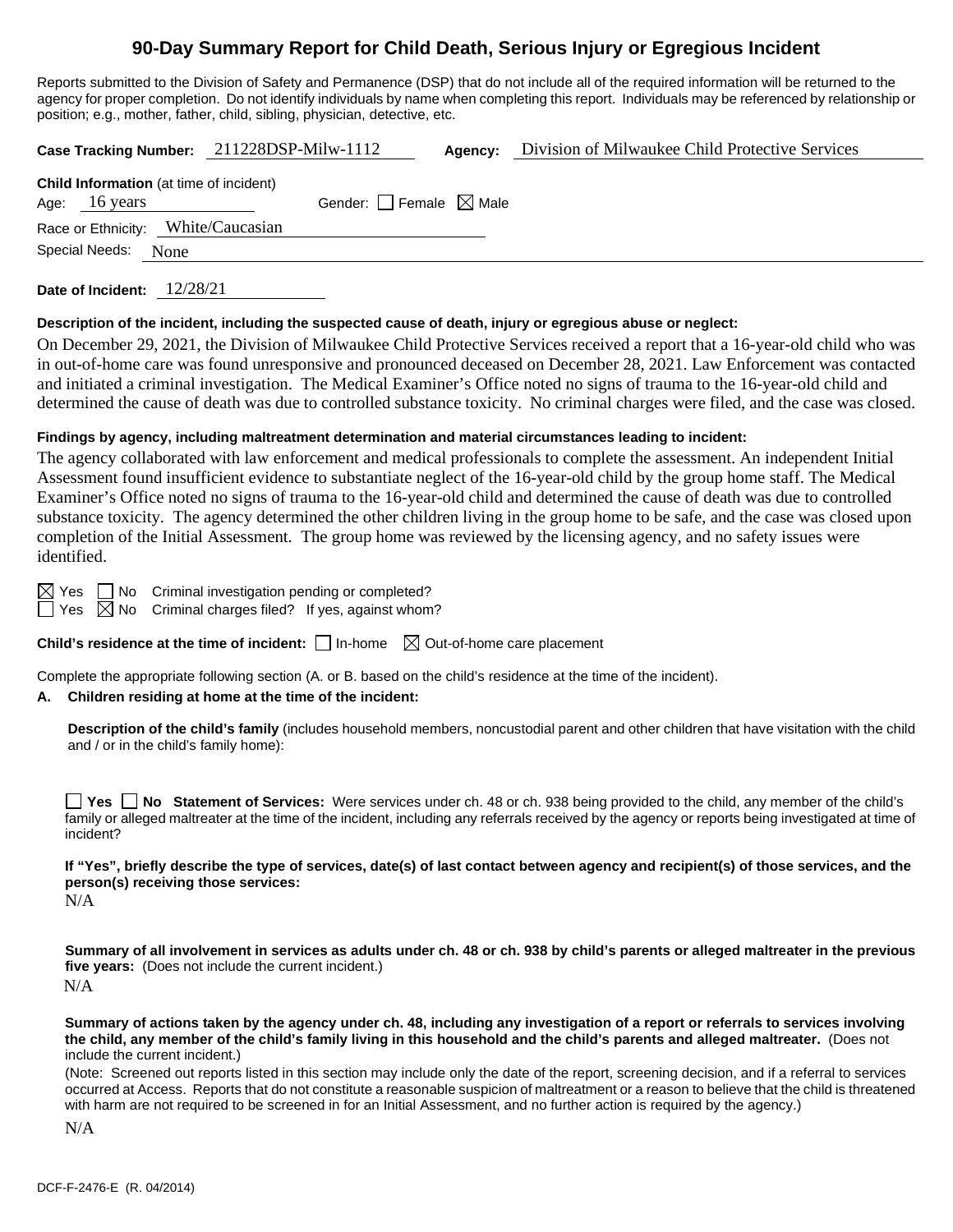# 90-Day Summary Report for Child Death, Serious Injury or Egregious Incident

Reports submitted to the Division of Safety and Permanence (DSP) that do not include all of the required information will be returned to the agency for proper completion. Do not identify individuals by name when completing this report. Individuals may be referenced by relationship or position; e.g., mother, father, child, sibling, physician, detective, etc.

**Case Tracking Number:** 211228DSP-Milw-1112 **Agency:** Division of Milwaukee Child Protective Services

**Child Information** (at time of incident)
Age: 16 years Gender: ☐ Female ☒ Male
Race or Ethnicity: White/Caucasian
Special Needs: None

**Date of Incident:** 12/28/21

**Description of the incident, including the suspected cause of death, injury or egregious abuse or neglect:**

On December 29, 2021, the Division of Milwaukee Child Protective Services received a report that a 16-year-old child who was in out-of-home care was found unresponsive and pronounced deceased on December 28, 2021. Law Enforcement was contacted and initiated a criminal investigation. The Medical Examiner's Office noted no signs of trauma to the 16-year-old child and determined the cause of death was due to controlled substance toxicity. No criminal charges were filed, and the case was closed.

**Findings by agency, including maltreatment determination and material circumstances leading to incident:**

The agency collaborated with law enforcement and medical professionals to complete the assessment. An independent Initial Assessment found insufficient evidence to substantiate neglect of the 16-year-old child by the group home staff. The Medical Examiner's Office noted no signs of trauma to the 16-year-old child and determined the cause of death was due to controlled substance toxicity. The agency determined the other children living in the group home to be safe, and the case was closed upon completion of the Initial Assessment. The group home was reviewed by the licensing agency, and no safety issues were identified.

☒ Yes ☐ No Criminal investigation pending or completed?
☐ Yes ☒ No Criminal charges filed? If yes, against whom?

**Child's residence at the time of incident:** ☐ In-home ☒ Out-of-home care placement

Complete the appropriate following section (A. or B. based on the child's residence at the time of the incident).

**A. Children residing at home at the time of the incident:**

**Description of the child's family** (includes household members, noncustodial parent and other children that have visitation with the child and / or in the child's family home):

☐ **Yes** ☐ **No Statement of Services:** Were services under ch. 48 or ch. 938 being provided to the child, any member of the child's family or alleged maltreater at the time of the incident, including any referrals received by the agency or reports being investigated at time of incident?

**If "Yes", briefly describe the type of services, date(s) of last contact between agency and recipient(s) of those services, and the person(s) receiving those services:**

N/A

**Summary of all involvement in services as adults under ch. 48 or ch. 938 by child's parents or alleged maltreater in the previous five years:** (Does not include the current incident.)

N/A

**Summary of actions taken by the agency under ch. 48, including any investigation of a report or referrals to services involving the child, any member of the child's family living in this household and the child's parents and alleged maltreater.** (Does not include the current incident.)

(Note: Screened out reports listed in this section may include only the date of the report, screening decision, and if a referral to services occurred at Access. Reports that do not constitute a reasonable suspicion of maltreatment or a reason to believe that the child is threatened with harm are not required to be screened in for an Initial Assessment, and no further action is required by the agency.)

N/A

DCF-F-2476-E (R. 04/2014)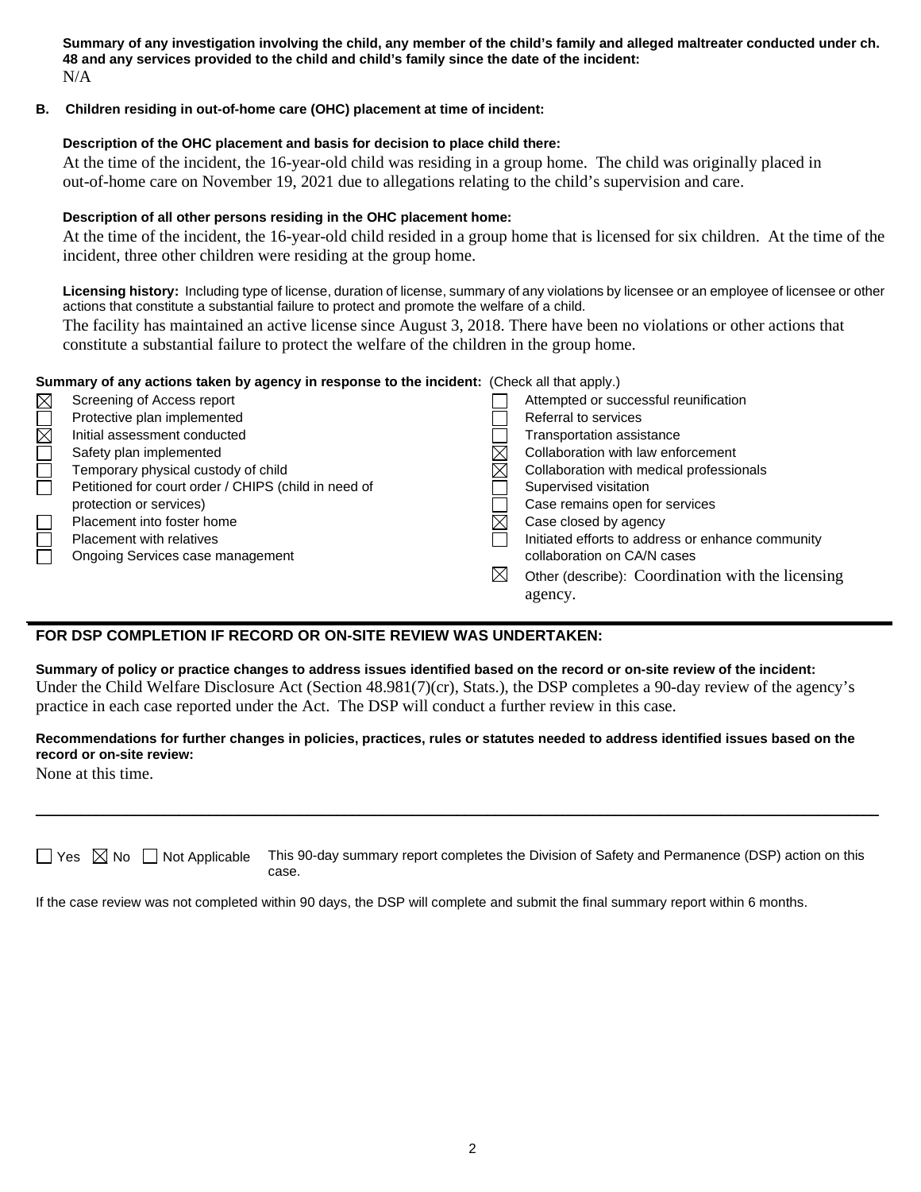**Summary of any investigation involving the child, any member of the child's family and alleged maltreater conducted under ch. 48 and any services provided to the child and child's family since the date of the incident:**

N/A

**B. Children residing in out-of-home care (OHC) placement at time of incident:**

**Description of the OHC placement and basis for decision to place child there:**

At the time of the incident, the 16-year-old child was residing in a group home. The child was originally placed in out-of-home care on November 19, 2021 due to allegations relating to the child's supervision and care.

**Description of all other persons residing in the OHC placement home:**

At the time of the incident, the 16-year-old child resided in a group home that is licensed for six children. At the time of the incident, three other children were residing at the group home.

**Licensing history:** Including type of license, duration of license, summary of any violations by licensee or an employee of licensee or other actions that constitute a substantial failure to protect and promote the welfare of a child.

The facility has maintained an active license since August 3, 2018. There have been no violations or other actions that constitute a substantial failure to protect the welfare of the children in the group home.

**Summary of any actions taken by agency in response to the incident:** (Check all that apply.)

- ☒ Screening of Access report
- ☐ Protective plan implemented
- ☒ Initial assessment conducted
- ☐ Safety plan implemented
- ☐ Temporary physical custody of child
- ☐ Petitioned for court order / CHIPS (child in need of protection or services)
- ☐ Placement into foster home
- ☐ Placement with relatives
- ☐ Ongoing Services case management
- ☐ Attempted or successful reunification
- ☐ Referral to services
- ☐ Transportation assistance
- ☒ Collaboration with law enforcement
- ☒ Collaboration with medical professionals
- ☐ Supervised visitation
- ☐ Case remains open for services
- ☒ Case closed by agency
- ☐ Initiated efforts to address or enhance community collaboration on CA/N cases
- ☒ Other (describe): Coordination with the licensing agency.

## FOR DSP COMPLETION IF RECORD OR ON-SITE REVIEW WAS UNDERTAKEN:

**Summary of policy or practice changes to address issues identified based on the record or on-site review of the incident:**

Under the Child Welfare Disclosure Act (Section 48.981(7)(cr), Stats.), the DSP completes a 90-day review of the agency's practice in each case reported under the Act. The DSP will conduct a further review in this case.

**Recommendations for further changes in policies, practices, rules or statutes needed to address identified issues based on the record or on-site review:**

None at this time.

---

☐ Yes ☒ No ☐ Not Applicable This 90-day summary report completes the Division of Safety and Permanence (DSP) action on this case.

If the case review was not completed within 90 days, the DSP will complete and submit the final summary report within 6 months.